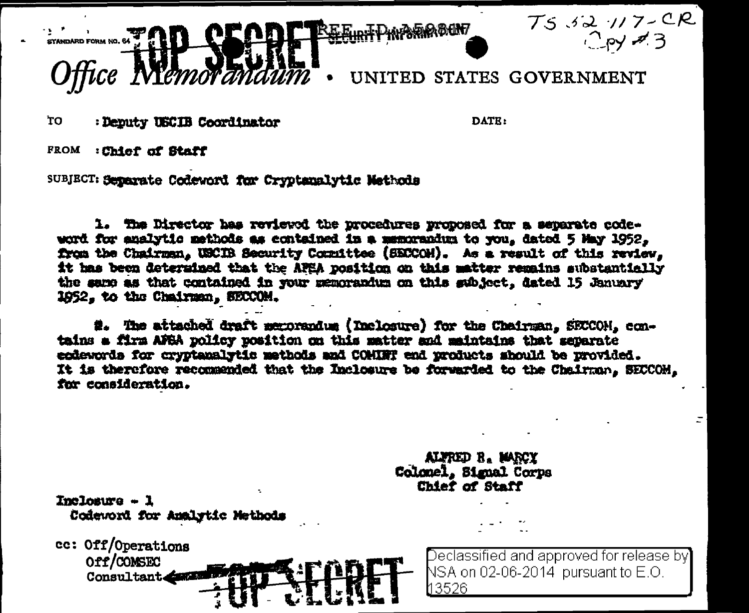STANDARD FORM NO. 64 **TOP SECRET** REF ID:A59807 SECURITY INFORMATION

TS 52-117-CR
Copy #3

# *Office Memorandum* • UNITED STATES GOVERNMENT

TO : Deputy USCIB Coordinator

DATE:

FROM : Chief of Staff

SUBJECT: Separate Codeword for Cryptanalytic Methods

1. The Director has reviewed the procedures proposed for a separate codeword for analytic methods as contained in a memorandum to you, dated 5 May 1952, from the Chairman, USCIB Security Committee (SECCOM). As a result of this review, it has been determined that the AFSA position on this matter remains substantially the same as that contained in your memorandum on this subject, dated 15 January 1952, to the Chairman, SECCOM.

2. The attached draft memorandum (Inclosure) for the Chairman, SECCOM, contains a firm AFSA policy position on this matter and maintains that separate codewords for cryptanalytic methods and COMINT end products should be provided. It is therefore recommended that the Inclosure be forwarded to the Chairman, SECCOM, for consideration.

ALFRED R. MARCY
Colonel, Signal Corps
Chief of Staff

Inclosure - 1
Codeword for Analytic Methods

cc: Off/Operations
Off/COMSEC
Consultant

**TOP SECRET**

Declassified and approved for release by NSA on 02-06-2014 pursuant to E.O. 13526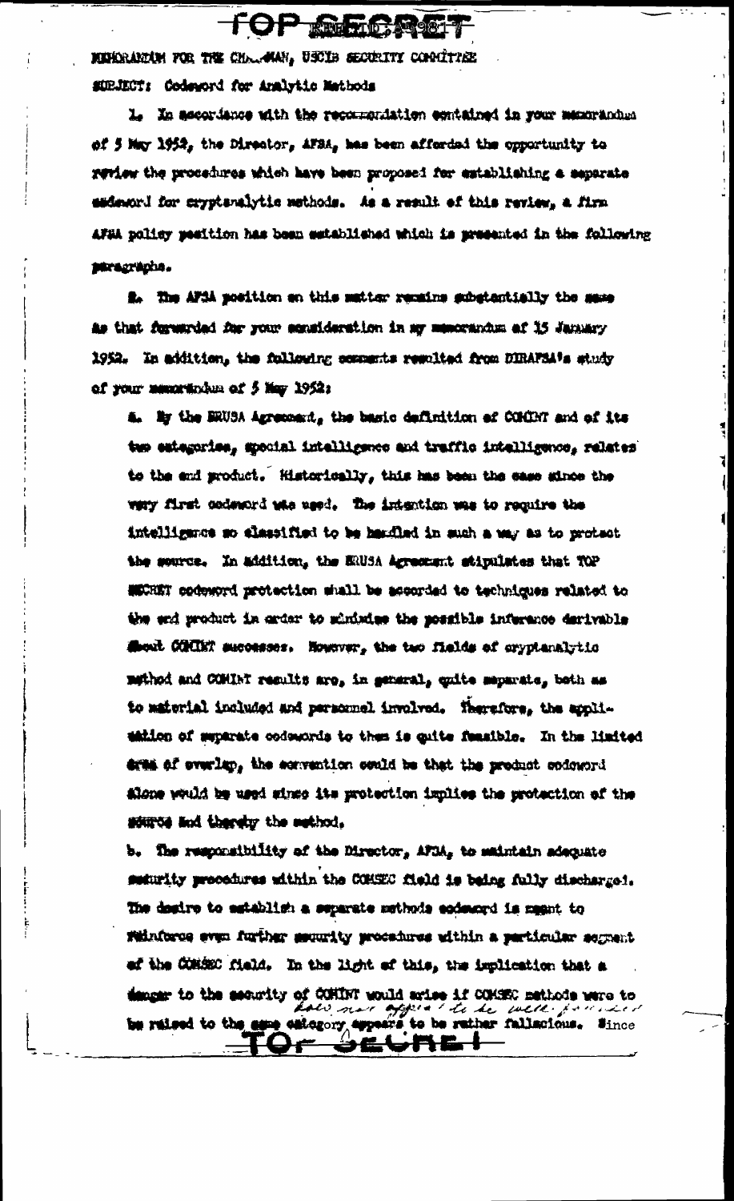MEMORANDUM FOR THE CHAIRMAN, USCIB SECURITY COMMITTEE

SUBJECT: Codeword for Analytic Methods

1. In accordance with the recommendation contained in your memorandum of 5 May 1952, the Director, AFSA, has been afforded the opportunity to review the procedures which have been proposed for establishing a separate codeword for cryptanalytic methods. As a result of this review, a firm AFSA policy position has been established which is presented in the following paragraphs.

2. The AFSA position on this matter remains substantially the same as that forwarded for your consideration in my memorandum of 15 January 1952. In addition, the following comments resulted from DIRAFSA's study of your memorandum of 5 May 1952:

a. By the BRUSA Agreement, the basic definition of COMINT and of its two categories, special intelligence and traffic intelligence, relates to the end product. Historically, this has been the case since the very first codeword was used. The intention was to require the intelligence so classified to be handled in such a way as to protect the source. In addition, the BRUSA Agreement stipulates that TOP SECRET codeword protection shall be accorded to techniques related to the end product in order to minimize the possible inference derivable about COMINT successes. However, the two fields of cryptanalytic method and COMINT results are, in general, quite separate, both as to material included and personnel involved. Therefore, the application of separate codewords to them is quite feasible. In the limited area of overlap, the convention could be that the product codeword alone would be used since its protection implies the protection of the source and thereby the method.

b. The responsibility of the Director, AFSA, to maintain adequate security procedures within the COMSEC field is being fully discharged. The desire to establish a separate methods codeword is meant to reinforce even further security procedures within a particular segment of the COMSEC field. In the light of this, the implication that a danger to the security of COMINT would arise if COMSEC methods were to be raised to the same category appears to be rather fallacious. Since

*[handwritten: has not appeared to be well founded]*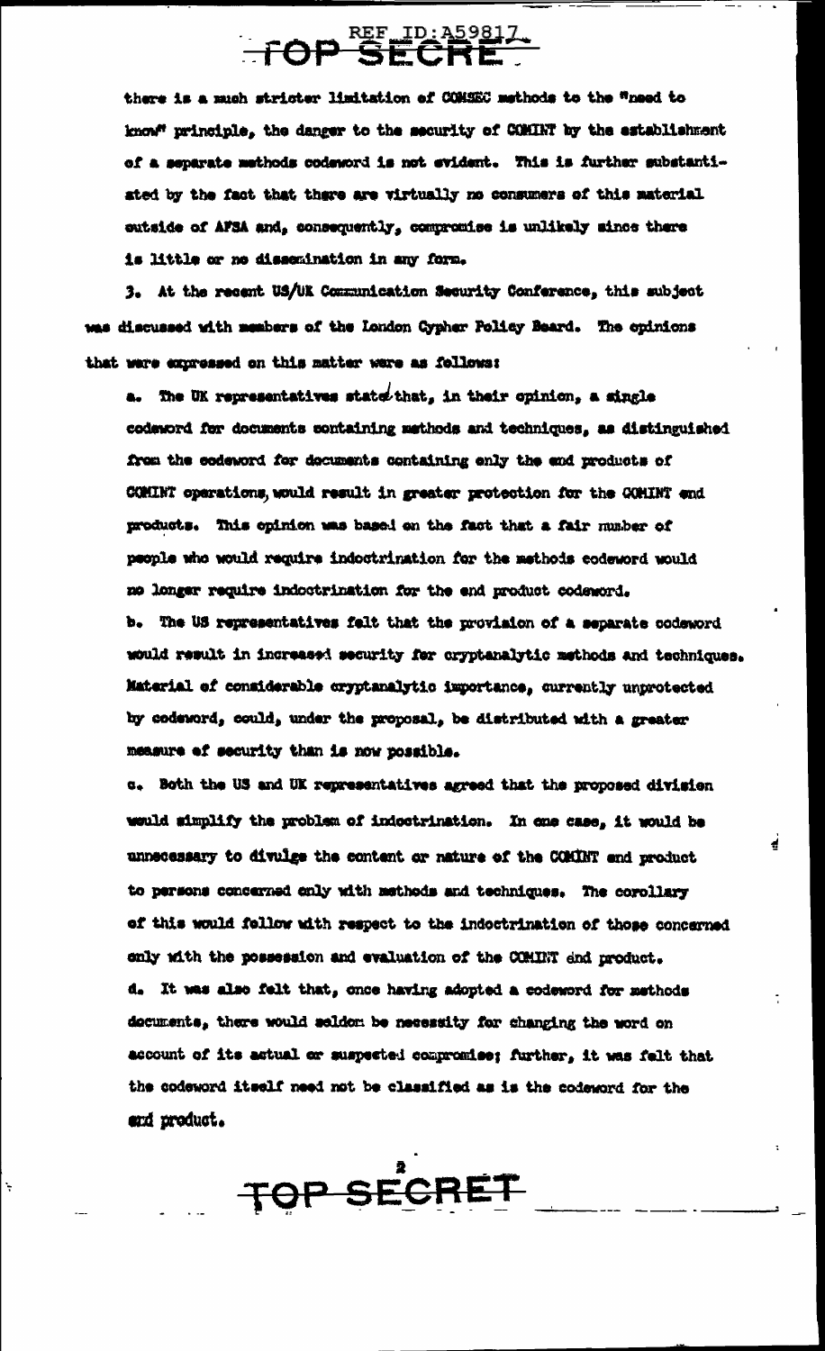there is a much stricter limitation of COMSEC methods to the "need to know" principle, the danger to the security of COMINT by the establishment of a separate methods codeword is not evident. This is further substantiated by the fact that there are virtually no consumers of this material outside of AFSA and, consequently, compromise is unlikely since there is little or no dissemination in any form.

3. At the recent US/UK Communication Security Conference, this subject was discussed with members of the London Cypher Policy Board. The opinions that were expressed on this matter were as follows:

a. The UK representatives stated that, in their opinion, a single codeword for documents containing methods and techniques, as distinguished from the codeword for documents containing only the end products of COMINT operations, would result in greater protection for the COMINT end products. This opinion was based on the fact that a fair number of people who would require indoctrination for the methods codeword would no longer require indoctrination for the end product codeword.

b. The US representatives felt that the provision of a separate codeword would result in increased security for cryptanalytic methods and techniques. Material of considerable cryptanalytic importance, currently unprotected by codeword, could, under the proposal, be distributed with a greater measure of security than is now possible.

c. Both the US and UK representatives agreed that the proposed division would simplify the problem of indoctrination. In one case, it would be unnecessary to divulge the content or nature of the COMINT end product to persons concerned only with methods and techniques. The corollary of this would follow with respect to the indoctrination of those concerned only with the possession and evaluation of the COMINT end product.

d. It was also felt that, once having adopted a codeword for methods documents, there would seldom be necessity for changing the word on account of its actual or suspected compromise; further, it was felt that the codeword itself need not be classified as is the codeword for the end product.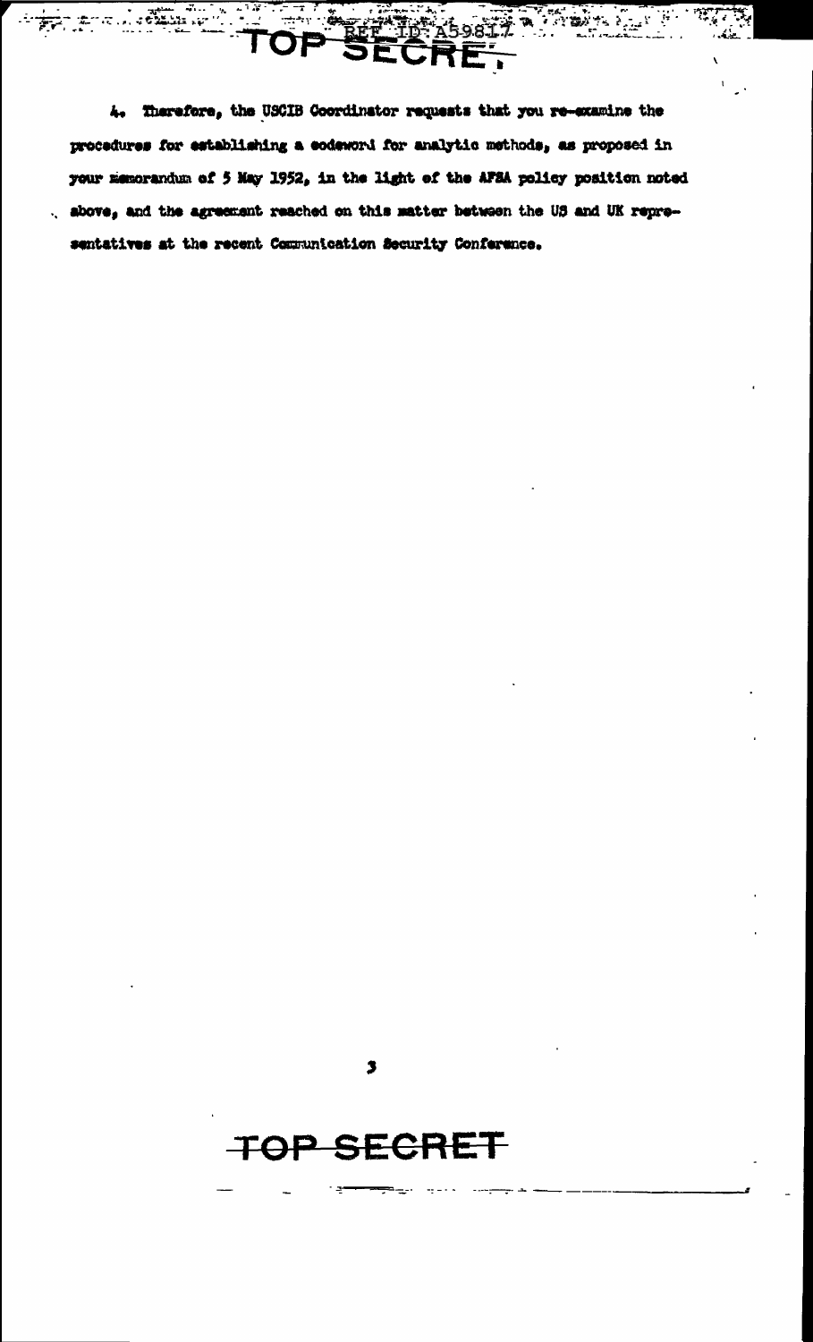TOP SECRET

4. Therefore, the USCIB Coordinator requests that you re-examine the procedures for establishing a codeword for analytic methods, as proposed in your memorandum of 5 May 1952, in the light of the AFSA policy position noted above, and the agreement reached on this matter between the US and UK representatives at the recent Communication Security Conference.

TOP SECRET